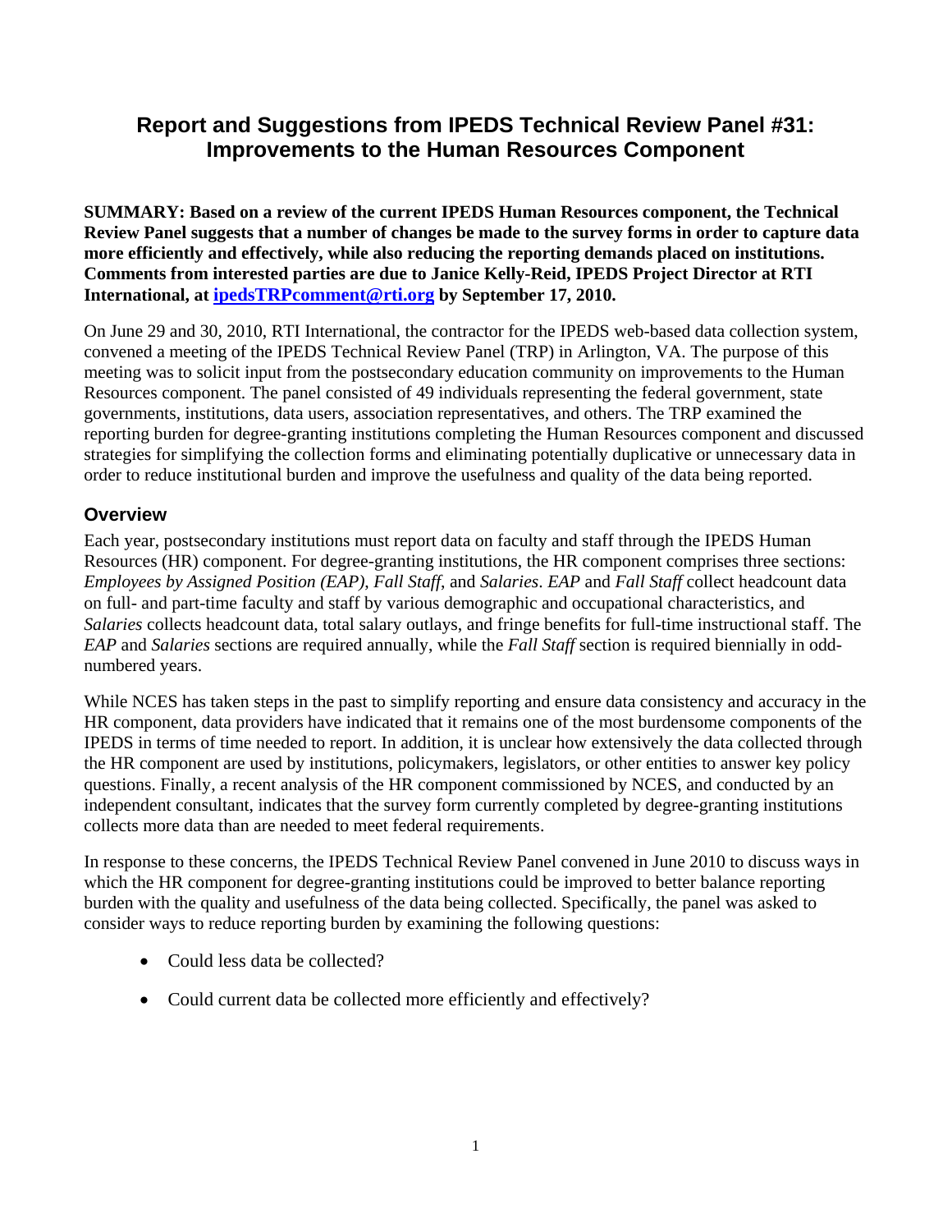# Report and Suggestions from IPEDS Technical Review Panel #31: Improvements to the Human Resources Component

**SUMMARY: Based on a review of the current IPEDS Human Resources component, the Technical Review Panel suggests that a number of changes be made to the survey forms in order to capture data more efficiently and effectively, while also reducing the reporting demands placed on institutions. Comments from interested parties are due to Janice Kelly-Reid, IPEDS Project Director at RTI International, at [ipedsTRPcomment@rti.org](mailto:ipedsTRPcomment@rti.org) by September 17, 2010.**

On June 29 and 30, 2010, RTI International, the contractor for the IPEDS web-based data collection system, convened a meeting of the IPEDS Technical Review Panel (TRP) in Arlington, VA. The purpose of this meeting was to solicit input from the postsecondary education community on improvements to the Human Resources component. The panel consisted of 49 individuals representing the federal government, state governments, institutions, data users, association representatives, and others. The TRP examined the reporting burden for degree-granting institutions completing the Human Resources component and discussed strategies for simplifying the collection forms and eliminating potentially duplicative or unnecessary data in order to reduce institutional burden and improve the usefulness and quality of the data being reported.

## Overview

Each year, postsecondary institutions must report data on faculty and staff through the IPEDS Human Resources (HR) component. For degree-granting institutions, the HR component comprises three sections: *Employees by Assigned Position (EAP)*, *Fall Staff*, and *Salaries*. *EAP* and *Fall Staff* collect headcount data on full- and part-time faculty and staff by various demographic and occupational characteristics, and *Salaries* collects headcount data, total salary outlays, and fringe benefits for full-time instructional staff. The *EAP* and *Salaries* sections are required annually, while the *Fall Staff* section is required biennially in odd-numbered years.

While NCES has taken steps in the past to simplify reporting and ensure data consistency and accuracy in the HR component, data providers have indicated that it remains one of the most burdensome components of the IPEDS in terms of time needed to report. In addition, it is unclear how extensively the data collected through the HR component are used by institutions, policymakers, legislators, or other entities to answer key policy questions. Finally, a recent analysis of the HR component commissioned by NCES, and conducted by an independent consultant, indicates that the survey form currently completed by degree-granting institutions collects more data than are needed to meet federal requirements.

In response to these concerns, the IPEDS Technical Review Panel convened in June 2010 to discuss ways in which the HR component for degree-granting institutions could be improved to better balance reporting burden with the quality and usefulness of the data being collected. Specifically, the panel was asked to consider ways to reduce reporting burden by examining the following questions:

- Could less data be collected?
- Could current data be collected more efficiently and effectively?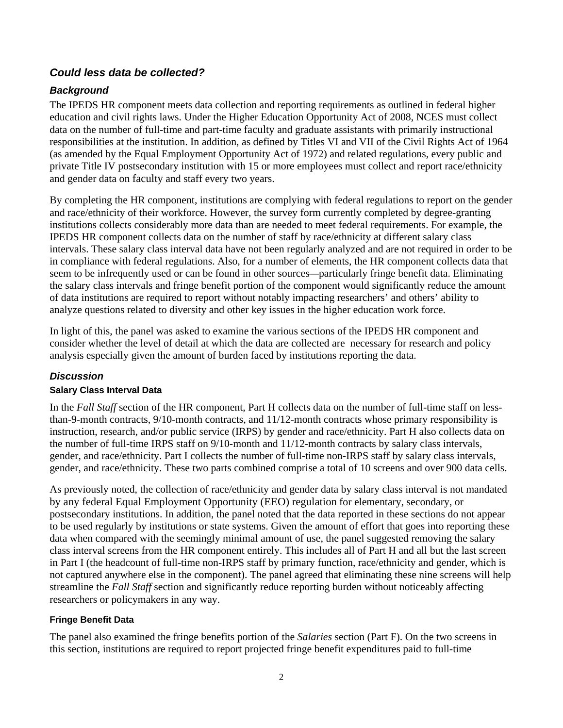## *Could less data be collected?*

### *Background*

The IPEDS HR component meets data collection and reporting requirements as outlined in federal higher education and civil rights laws. Under the Higher Education Opportunity Act of 2008, NCES must collect data on the number of full-time and part-time faculty and graduate assistants with primarily instructional responsibilities at the institution. In addition, as defined by Titles VI and VII of the Civil Rights Act of 1964 (as amended by the Equal Employment Opportunity Act of 1972) and related regulations, every public and private Title IV postsecondary institution with 15 or more employees must collect and report race/ethnicity and gender data on faculty and staff every two years.

By completing the HR component, institutions are complying with federal regulations to report on the gender and race/ethnicity of their workforce. However, the survey form currently completed by degree-granting institutions collects considerably more data than are needed to meet federal requirements. For example, the IPEDS HR component collects data on the number of staff by race/ethnicity at different salary class intervals. These salary class interval data have not been regularly analyzed and are not required in order to be in compliance with federal regulations. Also, for a number of elements, the HR component collects data that seem to be infrequently used or can be found in other sources—particularly fringe benefit data. Eliminating the salary class intervals and fringe benefit portion of the component would significantly reduce the amount of data institutions are required to report without notably impacting researchers' and others' ability to analyze questions related to diversity and other key issues in the higher education work force.

In light of this, the panel was asked to examine the various sections of the IPEDS HR component and consider whether the level of detail at which the data are collected are necessary for research and policy analysis especially given the amount of burden faced by institutions reporting the data.

### *Discussion*

#### Salary Class Interval Data

In the *Fall Staff* section of the HR component, Part H collects data on the number of full-time staff on less-than-9-month contracts, 9/10-month contracts, and 11/12-month contracts whose primary responsibility is instruction, research, and/or public service (IRPS) by gender and race/ethnicity. Part H also collects data on the number of full-time IRPS staff on 9/10-month and 11/12-month contracts by salary class intervals, gender, and race/ethnicity. Part I collects the number of full-time non-IRPS staff by salary class intervals, gender, and race/ethnicity. These two parts combined comprise a total of 10 screens and over 900 data cells.

As previously noted, the collection of race/ethnicity and gender data by salary class interval is not mandated by any federal Equal Employment Opportunity (EEO) regulation for elementary, secondary, or postsecondary institutions. In addition, the panel noted that the data reported in these sections do not appear to be used regularly by institutions or state systems. Given the amount of effort that goes into reporting these data when compared with the seemingly minimal amount of use, the panel suggested removing the salary class interval screens from the HR component entirely. This includes all of Part H and all but the last screen in Part I (the headcount of full-time non-IRPS staff by primary function, race/ethnicity and gender, which is not captured anywhere else in the component). The panel agreed that eliminating these nine screens will help streamline the *Fall Staff* section and significantly reduce reporting burden without noticeably affecting researchers or policymakers in any way.

#### Fringe Benefit Data

The panel also examined the fringe benefits portion of the *Salaries* section (Part F). On the two screens in this section, institutions are required to report projected fringe benefit expenditures paid to full-time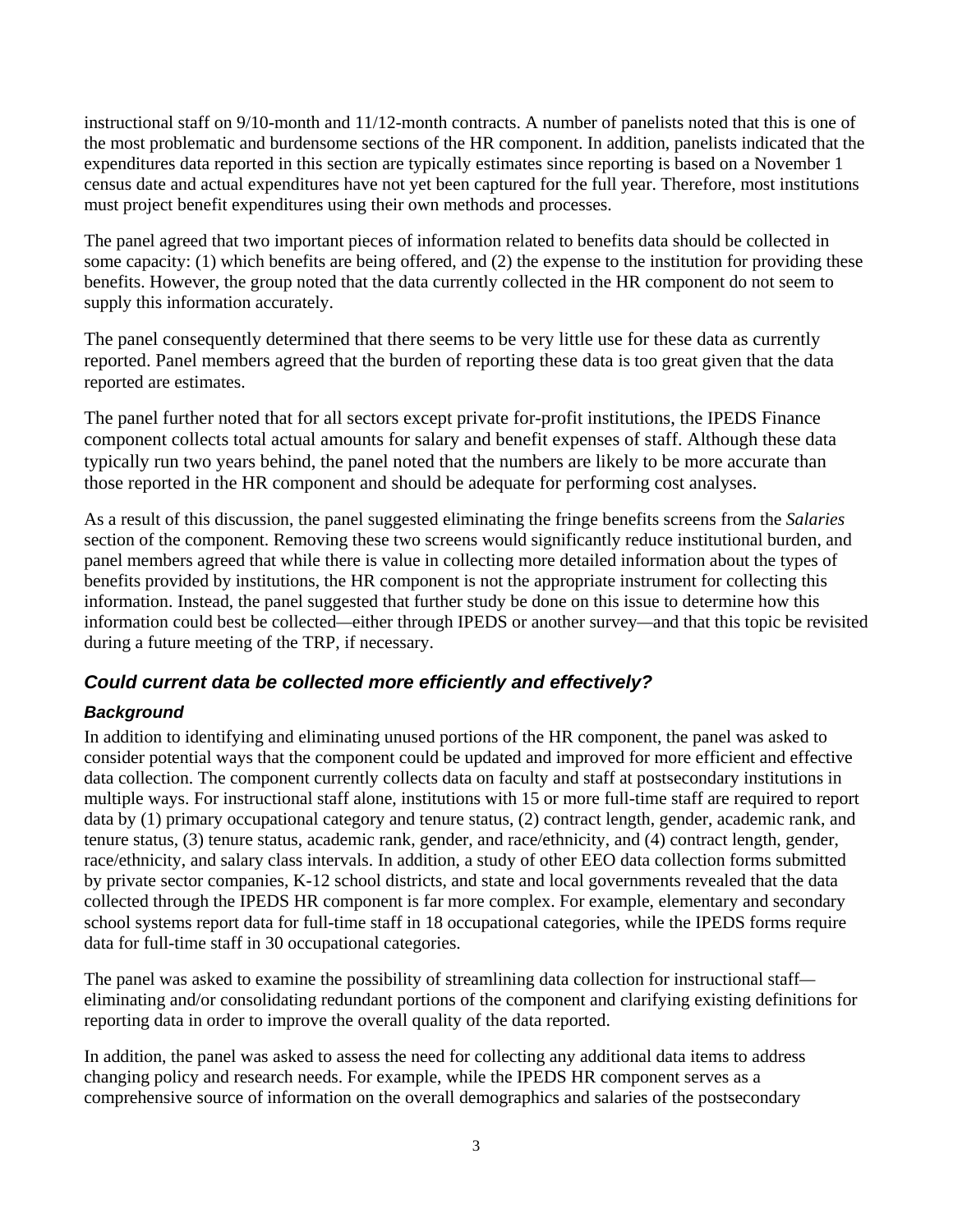instructional staff on 9/10-month and 11/12-month contracts. A number of panelists noted that this is one of the most problematic and burdensome sections of the HR component. In addition, panelists indicated that the expenditures data reported in this section are typically estimates since reporting is based on a November 1 census date and actual expenditures have not yet been captured for the full year. Therefore, most institutions must project benefit expenditures using their own methods and processes.

The panel agreed that two important pieces of information related to benefits data should be collected in some capacity: (1) which benefits are being offered, and (2) the expense to the institution for providing these benefits. However, the group noted that the data currently collected in the HR component do not seem to supply this information accurately.

The panel consequently determined that there seems to be very little use for these data as currently reported. Panel members agreed that the burden of reporting these data is too great given that the data reported are estimates.

The panel further noted that for all sectors except private for-profit institutions, the IPEDS Finance component collects total actual amounts for salary and benefit expenses of staff. Although these data typically run two years behind, the panel noted that the numbers are likely to be more accurate than those reported in the HR component and should be adequate for performing cost analyses.

As a result of this discussion, the panel suggested eliminating the fringe benefits screens from the *Salaries* section of the component. Removing these two screens would significantly reduce institutional burden, and panel members agreed that while there is value in collecting more detailed information about the types of benefits provided by institutions, the HR component is not the appropriate instrument for collecting this information. Instead, the panel suggested that further study be done on this issue to determine how this information could best be collected—either through IPEDS or another survey—and that this topic be revisited during a future meeting of the TRP, if necessary.

## *Could current data be collected more efficiently and effectively?*

### *Background*

In addition to identifying and eliminating unused portions of the HR component, the panel was asked to consider potential ways that the component could be updated and improved for more efficient and effective data collection. The component currently collects data on faculty and staff at postsecondary institutions in multiple ways. For instructional staff alone, institutions with 15 or more full-time staff are required to report data by (1) primary occupational category and tenure status, (2) contract length, gender, academic rank, and tenure status, (3) tenure status, academic rank, gender, and race/ethnicity, and (4) contract length, gender, race/ethnicity, and salary class intervals. In addition, a study of other EEO data collection forms submitted by private sector companies, K-12 school districts, and state and local governments revealed that the data collected through the IPEDS HR component is far more complex. For example, elementary and secondary school systems report data for full-time staff in 18 occupational categories, while the IPEDS forms require data for full-time staff in 30 occupational categories.

The panel was asked to examine the possibility of streamlining data collection for instructional staff—eliminating and/or consolidating redundant portions of the component and clarifying existing definitions for reporting data in order to improve the overall quality of the data reported.

In addition, the panel was asked to assess the need for collecting any additional data items to address changing policy and research needs. For example, while the IPEDS HR component serves as a comprehensive source of information on the overall demographics and salaries of the postsecondary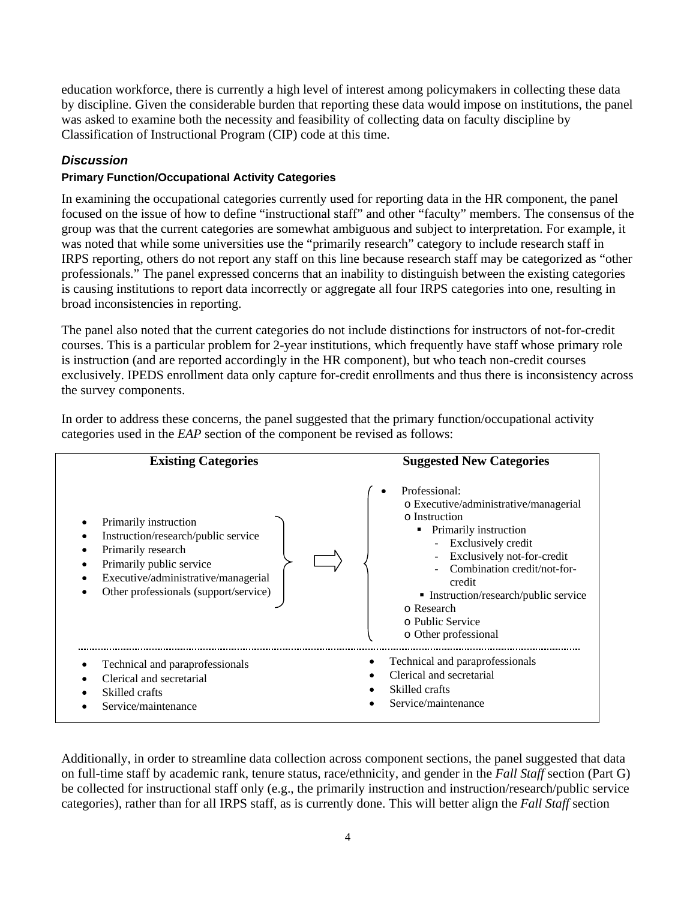education workforce, there is currently a high level of interest among policymakers in collecting these data by discipline. Given the considerable burden that reporting these data would impose on institutions, the panel was asked to examine both the necessity and feasibility of collecting data on faculty discipline by Classification of Instructional Program (CIP) code at this time.

### *Discussion*

#### Primary Function/Occupational Activity Categories

In examining the occupational categories currently used for reporting data in the HR component, the panel focused on the issue of how to define "instructional staff" and other "faculty" members. The consensus of the group was that the current categories are somewhat ambiguous and subject to interpretation. For example, it was noted that while some universities use the "primarily research" category to include research staff in IRPS reporting, others do not report any staff on this line because research staff may be categorized as "other professionals." The panel expressed concerns that an inability to distinguish between the existing categories is causing institutions to report data incorrectly or aggregate all four IRPS categories into one, resulting in broad inconsistencies in reporting.

The panel also noted that the current categories do not include distinctions for instructors of not-for-credit courses. This is a particular problem for 2-year institutions, which frequently have staff whose primary role is instruction (and are reported accordingly in the HR component), but who teach non-credit courses exclusively. IPEDS enrollment data only capture for-credit enrollments and thus there is inconsistency across the survey components.

In order to address these concerns, the panel suggested that the primary function/occupational activity categories used in the *EAP* section of the component be revised as follows:

| Existing Categories | Suggested New Categories |
|---|---|
| • Primarily instruction<br>• Instruction/research/public service<br>• Primarily research<br>• Primarily public service<br>• Executive/administrative/managerial<br>• Other professionals (support/service) | • Professional:<br>&nbsp;&nbsp;o Executive/administrative/managerial<br>&nbsp;&nbsp;o Instruction<br>&nbsp;&nbsp;&nbsp;&nbsp;▪ Primarily instruction<br>&nbsp;&nbsp;&nbsp;&nbsp;&nbsp;&nbsp;- Exclusively credit<br>&nbsp;&nbsp;&nbsp;&nbsp;&nbsp;&nbsp;- Exclusively not-for-credit<br>&nbsp;&nbsp;&nbsp;&nbsp;&nbsp;&nbsp;- Combination credit/not-for-credit<br>&nbsp;&nbsp;&nbsp;&nbsp;▪ Instruction/research/public service<br>&nbsp;&nbsp;o Research<br>&nbsp;&nbsp;o Public Service<br>&nbsp;&nbsp;o Other professional |
| • Technical and paraprofessionals<br>• Clerical and secretarial<br>• Skilled crafts<br>• Service/maintenance | • Technical and paraprofessionals<br>• Clerical and secretarial<br>• Skilled crafts<br>• Service/maintenance |

Additionally, in order to streamline data collection across component sections, the panel suggested that data on full-time staff by academic rank, tenure status, race/ethnicity, and gender in the *Fall Staff* section (Part G) be collected for instructional staff only (e.g., the primarily instruction and instruction/research/public service categories), rather than for all IRPS staff, as is currently done. This will better align the *Fall Staff* section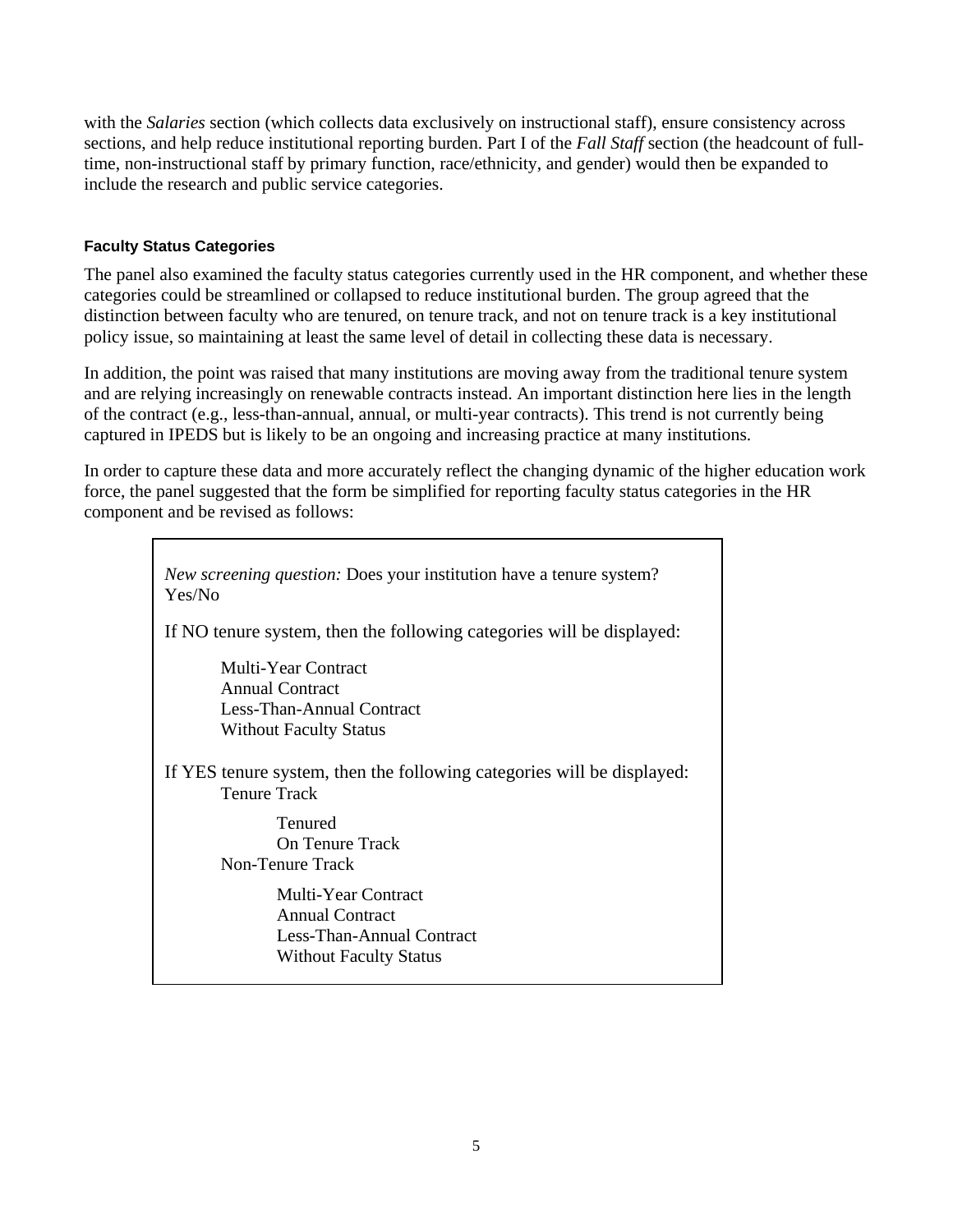with the *Salaries* section (which collects data exclusively on instructional staff), ensure consistency across sections, and help reduce institutional reporting burden. Part I of the *Fall Staff* section (the headcount of full-time, non-instructional staff by primary function, race/ethnicity, and gender) would then be expanded to include the research and public service categories.

### Faculty Status Categories

The panel also examined the faculty status categories currently used in the HR component, and whether these categories could be streamlined or collapsed to reduce institutional burden. The group agreed that the distinction between faculty who are tenured, on tenure track, and not on tenure track is a key institutional policy issue, so maintaining at least the same level of detail in collecting these data is necessary.

In addition, the point was raised that many institutions are moving away from the traditional tenure system and are relying increasingly on renewable contracts instead. An important distinction here lies in the length of the contract (e.g., less-than-annual, annual, or multi-year contracts). This trend is not currently being captured in IPEDS but is likely to be an ongoing and increasing practice at many institutions.

In order to capture these data and more accurately reflect the changing dynamic of the higher education work force, the panel suggested that the form be simplified for reporting faculty status categories in the HR component and be revised as follows:

> *New screening question:* Does your institution have a tenure system? Yes/No
>
> If NO tenure system, then the following categories will be displayed:
>
> - Multi-Year Contract
> - Annual Contract
> - Less-Than-Annual Contract
> - Without Faculty Status
>
> If YES tenure system, then the following categories will be displayed:
>
> - Tenure Track
>   - Tenured
>   - On Tenure Track
> - Non-Tenure Track
>   - Multi-Year Contract
>   - Annual Contract
>   - Less-Than-Annual Contract
>   - Without Faculty Status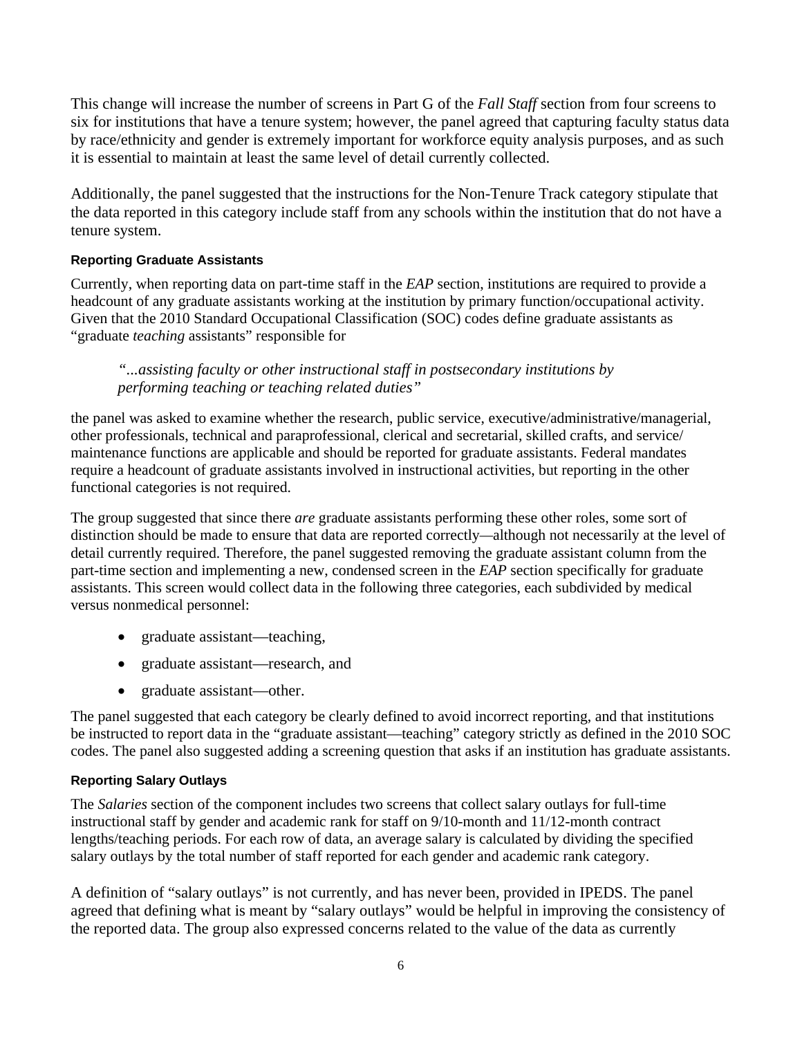This change will increase the number of screens in Part G of the *Fall Staff* section from four screens to six for institutions that have a tenure system; however, the panel agreed that capturing faculty status data by race/ethnicity and gender is extremely important for workforce equity analysis purposes, and as such it is essential to maintain at least the same level of detail currently collected.

Additionally, the panel suggested that the instructions for the Non-Tenure Track category stipulate that the data reported in this category include staff from any schools within the institution that do not have a tenure system.

#### Reporting Graduate Assistants

Currently, when reporting data on part-time staff in the *EAP* section, institutions are required to provide a headcount of any graduate assistants working at the institution by primary function/occupational activity. Given that the 2010 Standard Occupational Classification (SOC) codes define graduate assistants as "graduate *teaching* assistants" responsible for

> *"...assisting faculty or other instructional staff in postsecondary institutions by performing teaching or teaching related duties"*

the panel was asked to examine whether the research, public service, executive/administrative/managerial, other professionals, technical and paraprofessional, clerical and secretarial, skilled crafts, and service/ maintenance functions are applicable and should be reported for graduate assistants. Federal mandates require a headcount of graduate assistants involved in instructional activities, but reporting in the other functional categories is not required.

The group suggested that since there *are* graduate assistants performing these other roles, some sort of distinction should be made to ensure that data are reported correctly—although not necessarily at the level of detail currently required. Therefore, the panel suggested removing the graduate assistant column from the part-time section and implementing a new, condensed screen in the *EAP* section specifically for graduate assistants. This screen would collect data in the following three categories, each subdivided by medical versus nonmedical personnel:

- graduate assistant—teaching,
- graduate assistant—research, and
- graduate assistant—other.

The panel suggested that each category be clearly defined to avoid incorrect reporting, and that institutions be instructed to report data in the "graduate assistant—teaching" category strictly as defined in the 2010 SOC codes. The panel also suggested adding a screening question that asks if an institution has graduate assistants.

#### Reporting Salary Outlays

The *Salaries* section of the component includes two screens that collect salary outlays for full-time instructional staff by gender and academic rank for staff on 9/10-month and 11/12-month contract lengths/teaching periods. For each row of data, an average salary is calculated by dividing the specified salary outlays by the total number of staff reported for each gender and academic rank category.

A definition of "salary outlays" is not currently, and has never been, provided in IPEDS. The panel agreed that defining what is meant by "salary outlays" would be helpful in improving the consistency of the reported data. The group also expressed concerns related to the value of the data as currently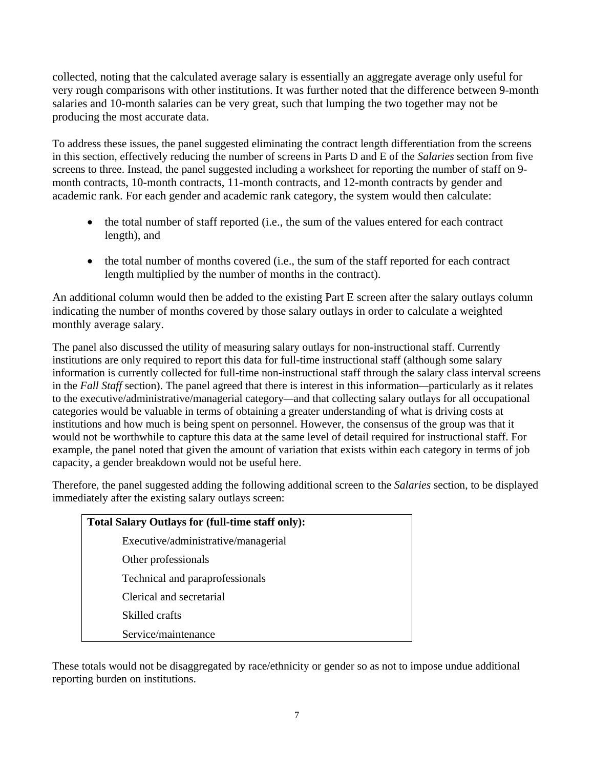collected, noting that the calculated average salary is essentially an aggregate average only useful for very rough comparisons with other institutions. It was further noted that the difference between 9-month salaries and 10-month salaries can be very great, such that lumping the two together may not be producing the most accurate data.

To address these issues, the panel suggested eliminating the contract length differentiation from the screens in this section, effectively reducing the number of screens in Parts D and E of the *Salaries* section from five screens to three. Instead, the panel suggested including a worksheet for reporting the number of staff on 9-month contracts, 10-month contracts, 11-month contracts, and 12-month contracts by gender and academic rank. For each gender and academic rank category, the system would then calculate:

- the total number of staff reported (i.e., the sum of the values entered for each contract length), and
- the total number of months covered (i.e., the sum of the staff reported for each contract length multiplied by the number of months in the contract).

An additional column would then be added to the existing Part E screen after the salary outlays column indicating the number of months covered by those salary outlays in order to calculate a weighted monthly average salary.

The panel also discussed the utility of measuring salary outlays for non-instructional staff. Currently institutions are only required to report this data for full-time instructional staff (although some salary information is currently collected for full-time non-instructional staff through the salary class interval screens in the *Fall Staff* section). The panel agreed that there is interest in this information—particularly as it relates to the executive/administrative/managerial category—and that collecting salary outlays for all occupational categories would be valuable in terms of obtaining a greater understanding of what is driving costs at institutions and how much is being spent on personnel. However, the consensus of the group was that it would not be worthwhile to capture this data at the same level of detail required for instructional staff. For example, the panel noted that given the amount of variation that exists within each category in terms of job capacity, a gender breakdown would not be useful here.

Therefore, the panel suggested adding the following additional screen to the *Salaries* section, to be displayed immediately after the existing salary outlays screen:

| **Total Salary Outlays for (full-time staff only):** |
|---|
| Executive/administrative/managerial |
| Other professionals |
| Technical and paraprofessionals |
| Clerical and secretarial |
| Skilled crafts |
| Service/maintenance |

These totals would not be disaggregated by race/ethnicity or gender so as not to impose undue additional reporting burden on institutions.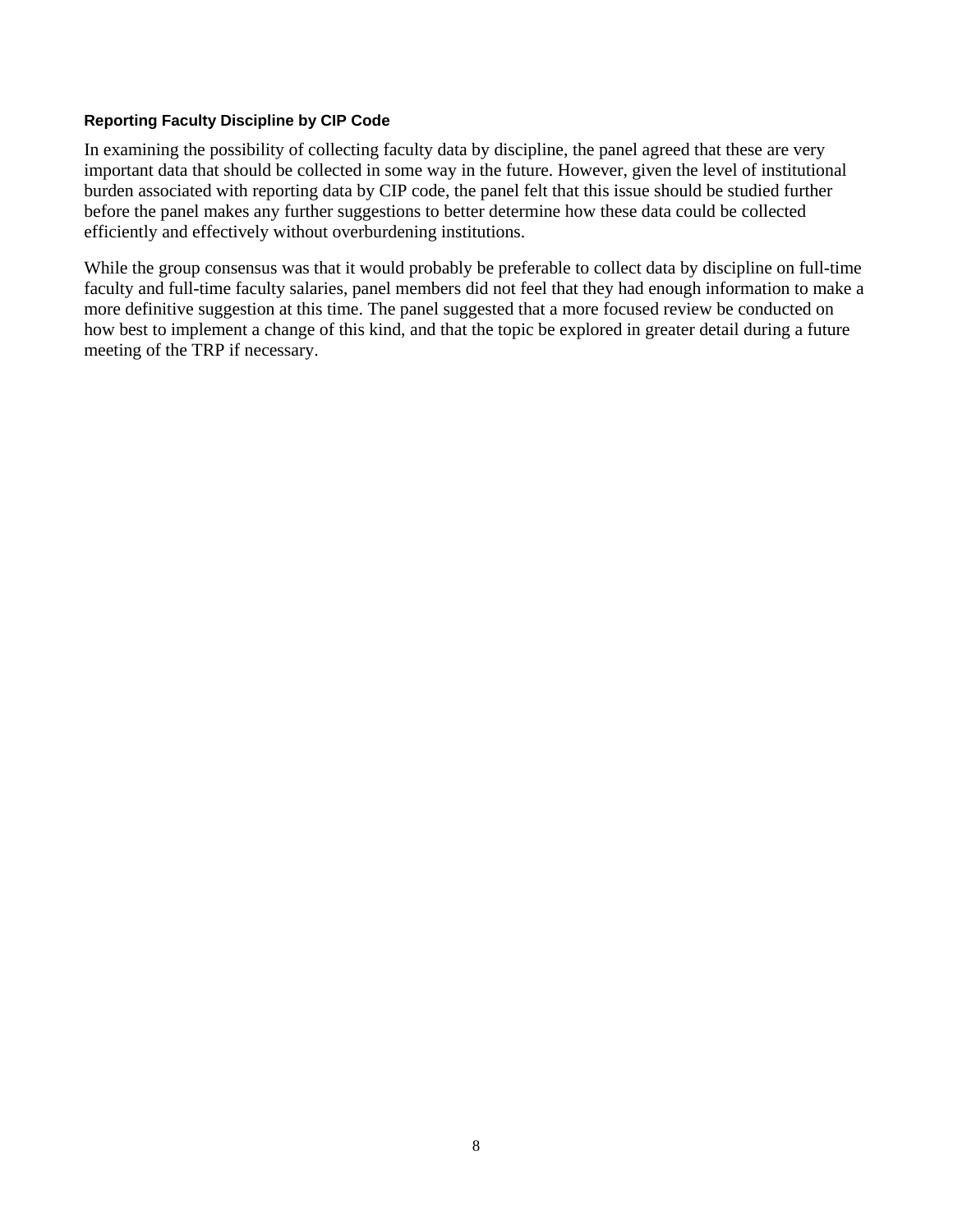### Reporting Faculty Discipline by CIP Code

In examining the possibility of collecting faculty data by discipline, the panel agreed that these are very important data that should be collected in some way in the future. However, given the level of institutional burden associated with reporting data by CIP code, the panel felt that this issue should be studied further before the panel makes any further suggestions to better determine how these data could be collected efficiently and effectively without overburdening institutions.

While the group consensus was that it would probably be preferable to collect data by discipline on full-time faculty and full-time faculty salaries, panel members did not feel that they had enough information to make a more definitive suggestion at this time. The panel suggested that a more focused review be conducted on how best to implement a change of this kind, and that the topic be explored in greater detail during a future meeting of the TRP if necessary.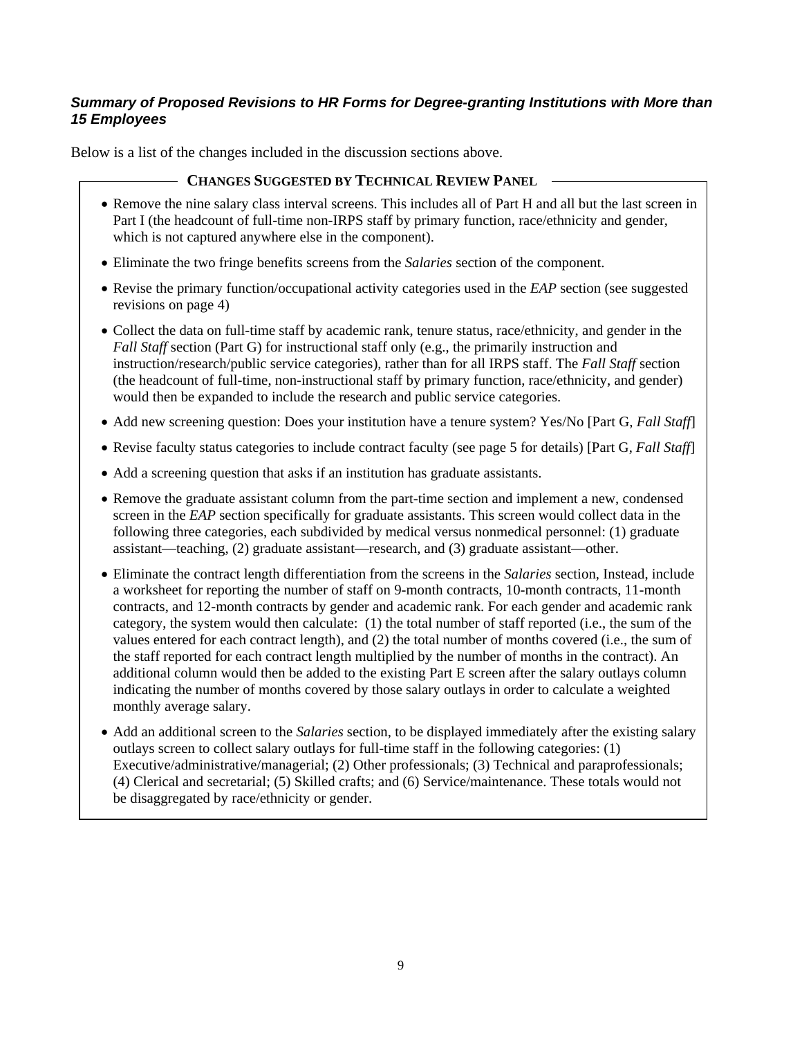***Summary of Proposed Revisions to HR Forms for Degree-granting Institutions with More than 15 Employees***

Below is a list of the changes included in the discussion sections above.

**CHANGES SUGGESTED BY TECHNICAL REVIEW PANEL**

- Remove the nine salary class interval screens. This includes all of Part H and all but the last screen in Part I (the headcount of full-time non-IRPS staff by primary function, race/ethnicity and gender, which is not captured anywhere else in the component).
- Eliminate the two fringe benefits screens from the *Salaries* section of the component.
- Revise the primary function/occupational activity categories used in the *EAP* section (see suggested revisions on page 4)
- Collect the data on full-time staff by academic rank, tenure status, race/ethnicity, and gender in the *Fall Staff* section (Part G) for instructional staff only (e.g., the primarily instruction and instruction/research/public service categories), rather than for all IRPS staff. The *Fall Staff* section (the headcount of full-time, non-instructional staff by primary function, race/ethnicity, and gender) would then be expanded to include the research and public service categories.
- Add new screening question: Does your institution have a tenure system? Yes/No [Part G, *Fall Staff*]
- Revise faculty status categories to include contract faculty (see page 5 for details) [Part G, *Fall Staff*]
- Add a screening question that asks if an institution has graduate assistants.
- Remove the graduate assistant column from the part-time section and implement a new, condensed screen in the *EAP* section specifically for graduate assistants. This screen would collect data in the following three categories, each subdivided by medical versus nonmedical personnel: (1) graduate assistant—teaching, (2) graduate assistant—research, and (3) graduate assistant—other.
- Eliminate the contract length differentiation from the screens in the *Salaries* section, Instead, include a worksheet for reporting the number of staff on 9-month contracts, 10-month contracts, 11-month contracts, and 12-month contracts by gender and academic rank. For each gender and academic rank category, the system would then calculate: (1) the total number of staff reported (i.e., the sum of the values entered for each contract length), and (2) the total number of months covered (i.e., the sum of the staff reported for each contract length multiplied by the number of months in the contract). An additional column would then be added to the existing Part E screen after the salary outlays column indicating the number of months covered by those salary outlays in order to calculate a weighted monthly average salary.
- Add an additional screen to the *Salaries* section, to be displayed immediately after the existing salary outlays screen to collect salary outlays for full-time staff in the following categories: (1) Executive/administrative/managerial; (2) Other professionals; (3) Technical and paraprofessionals; (4) Clerical and secretarial; (5) Skilled crafts; and (6) Service/maintenance. These totals would not be disaggregated by race/ethnicity or gender.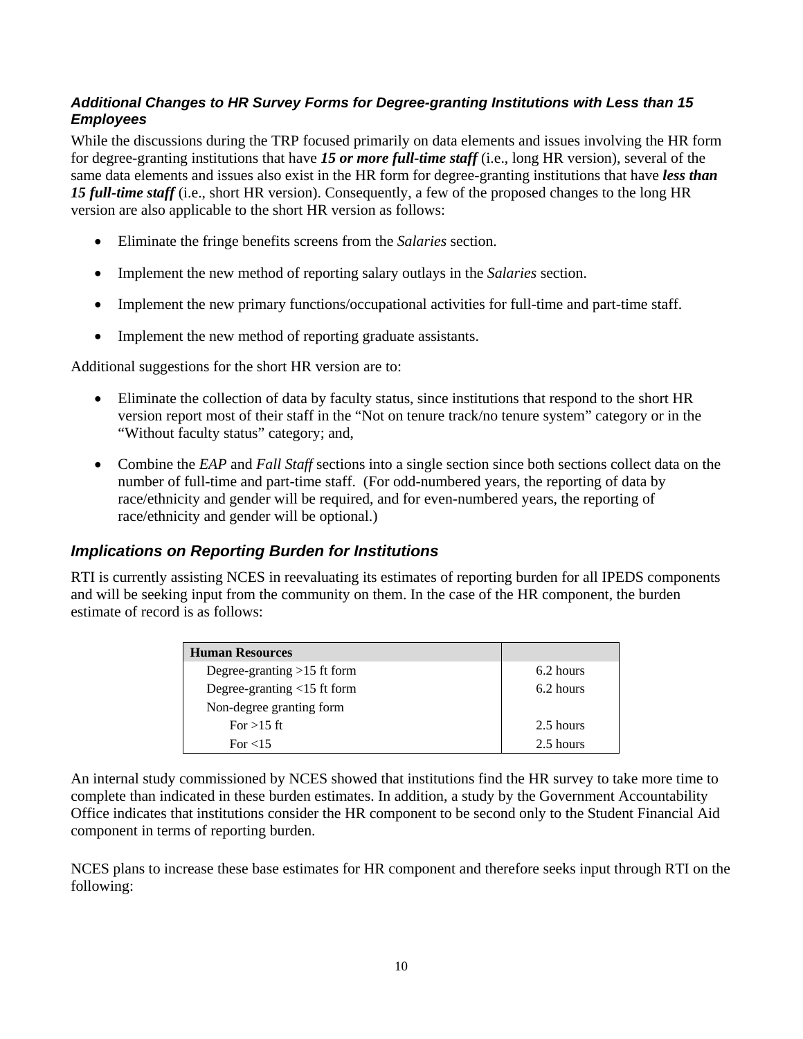### *Additional Changes to HR Survey Forms for Degree-granting Institutions with Less than 15 Employees*

While the discussions during the TRP focused primarily on data elements and issues involving the HR form for degree-granting institutions that have ***15 or more full-time staff*** (i.e., long HR version), several of the same data elements and issues also exist in the HR form for degree-granting institutions that have ***less than 15 full-time staff*** (i.e., short HR version). Consequently, a few of the proposed changes to the long HR version are also applicable to the short HR version as follows:

- Eliminate the fringe benefits screens from the *Salaries* section.
- Implement the new method of reporting salary outlays in the *Salaries* section.
- Implement the new primary functions/occupational activities for full-time and part-time staff.
- Implement the new method of reporting graduate assistants.

Additional suggestions for the short HR version are to:

- Eliminate the collection of data by faculty status, since institutions that respond to the short HR version report most of their staff in the "Not on tenure track/no tenure system" category or in the "Without faculty status" category; and,
- Combine the *EAP* and *Fall Staff* sections into a single section since both sections collect data on the number of full-time and part-time staff. (For odd-numbered years, the reporting of data by race/ethnicity and gender will be required, and for even-numbered years, the reporting of race/ethnicity and gender will be optional.)

## *Implications on Reporting Burden for Institutions*

RTI is currently assisting NCES in reevaluating its estimates of reporting burden for all IPEDS components and will be seeking input from the community on them. In the case of the HR component, the burden estimate of record is as follows:

| **Human Resources** | |
|---|---|
| Degree-granting >15 ft form | 6.2 hours |
| Degree-granting <15 ft form | 6.2 hours |
| Non-degree granting form | |
| For >15 ft | 2.5 hours |
| For <15 | 2.5 hours |

An internal study commissioned by NCES showed that institutions find the HR survey to take more time to complete than indicated in these burden estimates. In addition, a study by the Government Accountability Office indicates that institutions consider the HR component to be second only to the Student Financial Aid component in terms of reporting burden.

NCES plans to increase these base estimates for HR component and therefore seeks input through RTI on the following: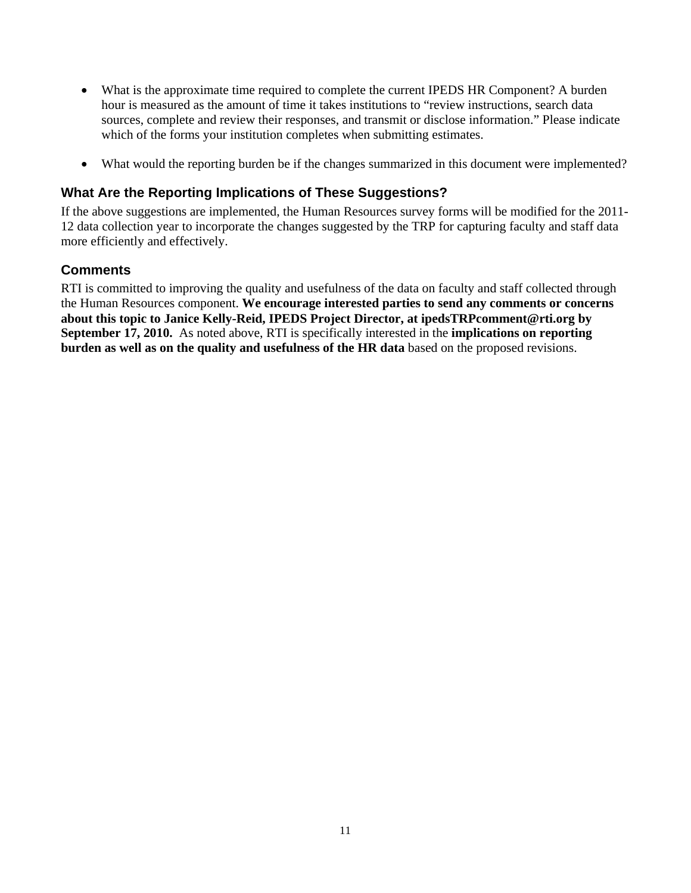- What is the approximate time required to complete the current IPEDS HR Component? A burden hour is measured as the amount of time it takes institutions to "review instructions, search data sources, complete and review their responses, and transmit or disclose information." Please indicate which of the forms your institution completes when submitting estimates.

- What would the reporting burden be if the changes summarized in this document were implemented?

### What Are the Reporting Implications of These Suggestions?

If the above suggestions are implemented, the Human Resources survey forms will be modified for the 2011-12 data collection year to incorporate the changes suggested by the TRP for capturing faculty and staff data more efficiently and effectively.

### Comments

RTI is committed to improving the quality and usefulness of the data on faculty and staff collected through the Human Resources component. **We encourage interested parties to send any comments or concerns about this topic to Janice Kelly-Reid, IPEDS Project Director, at ipedsTRPcomment@rti.org by September 17, 2010.** As noted above, RTI is specifically interested in the **implications on reporting burden as well as on the quality and usefulness of the HR data** based on the proposed revisions.